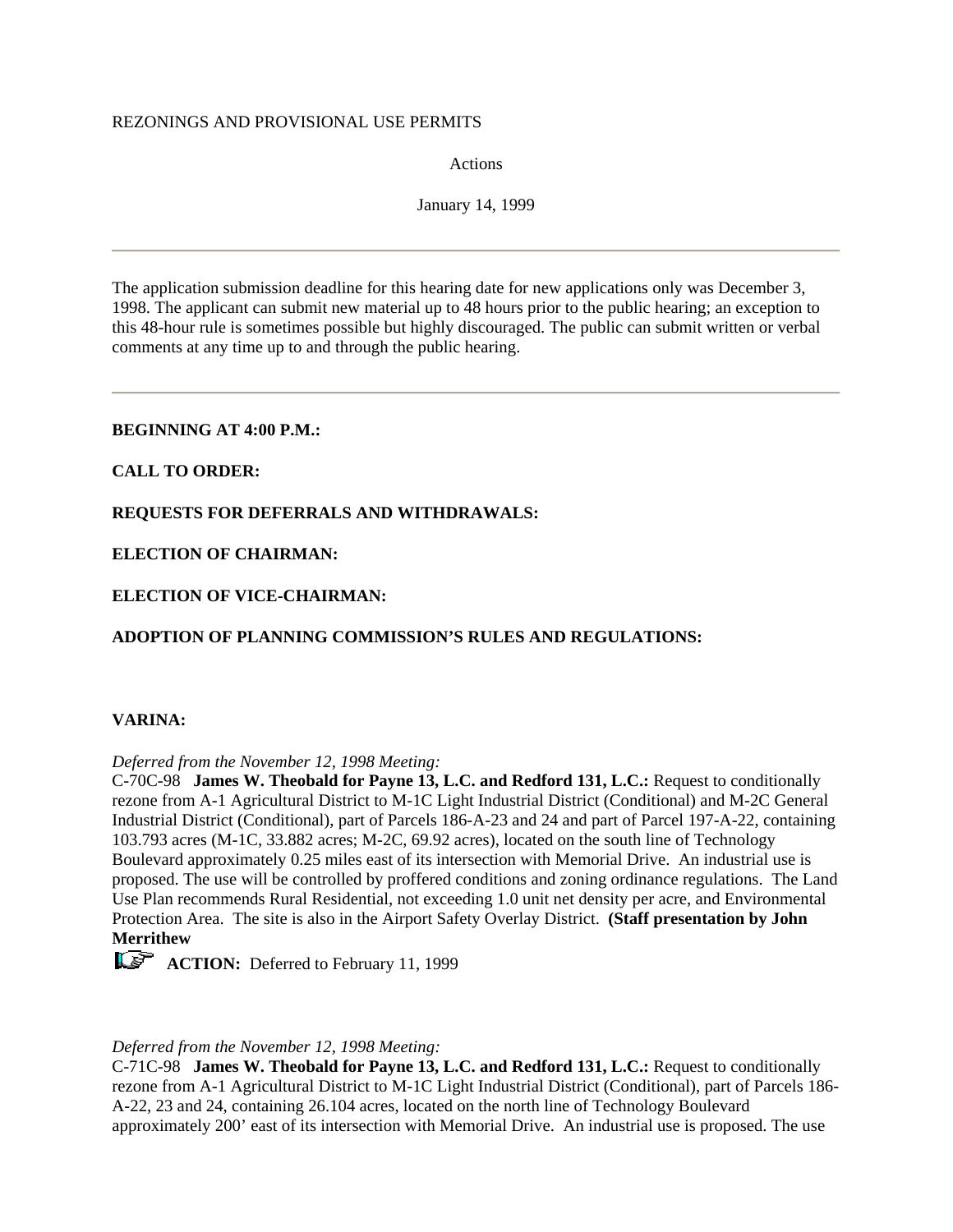REZONINGS AND PROVISIONAL USE PERMITS

Actions

January 14, 1999

---

The application submission deadline for this hearing date for new applications only was December 3, 1998. The applicant can submit new material up to 48 hours prior to the public hearing; an exception to this 48-hour rule is sometimes possible but highly discouraged. The public can submit written or verbal comments at any time up to and through the public hearing.

---

**BEGINNING AT 4:00 P.M.:**

**CALL TO ORDER:**

**REQUESTS FOR DEFERRALS AND WITHDRAWALS:**

**ELECTION OF CHAIRMAN:**

**ELECTION OF VICE-CHAIRMAN:**

**ADOPTION OF PLANNING COMMISSION'S RULES AND REGULATIONS:**

**VARINA:**

*Deferred from the November 12, 1998 Meeting:*
C-70C-98 **James W. Theobald for Payne 13, L.C. and Redford 131, L.C.:** Request to conditionally rezone from A-1 Agricultural District to M-1C Light Industrial District (Conditional) and M-2C General Industrial District (Conditional), part of Parcels 186-A-23 and 24 and part of Parcel 197-A-22, containing 103.793 acres (M-1C, 33.882 acres; M-2C, 69.92 acres), located on the south line of Technology Boulevard approximately 0.25 miles east of its intersection with Memorial Drive. An industrial use is proposed. The use will be controlled by proffered conditions and zoning ordinance regulations. The Land Use Plan recommends Rural Residential, not exceeding 1.0 unit net density per acre, and Environmental Protection Area. The site is also in the Airport Safety Overlay District. **(Staff presentation by John Merrithew**

**ACTION:** Deferred to February 11, 1999

*Deferred from the November 12, 1998 Meeting:*
C-71C-98 **James W. Theobald for Payne 13, L.C. and Redford 131, L.C.:** Request to conditionally rezone from A-1 Agricultural District to M-1C Light Industrial District (Conditional), part of Parcels 186-A-22, 23 and 24, containing 26.104 acres, located on the north line of Technology Boulevard approximately 200' east of its intersection with Memorial Drive. An industrial use is proposed. The use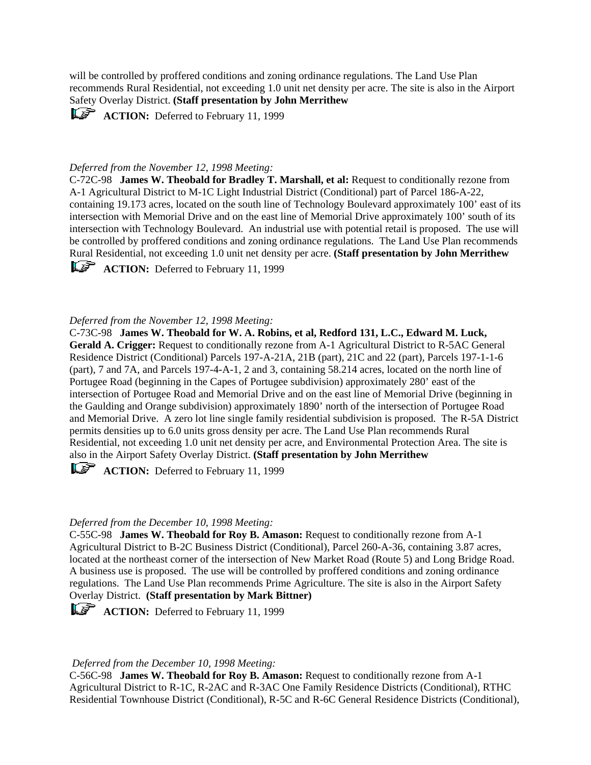will be controlled by proffered conditions and zoning ordinance regulations. The Land Use Plan recommends Rural Residential, not exceeding 1.0 unit net density per acre. The site is also in the Airport Safety Overlay District. **(Staff presentation by John Merrithew**

☞ **ACTION:** Deferred to February 11, 1999

*Deferred from the November 12, 1998 Meeting:*

C-72C-98 **James W. Theobald for Bradley T. Marshall, et al:** Request to conditionally rezone from A-1 Agricultural District to M-1C Light Industrial District (Conditional) part of Parcel 186-A-22, containing 19.173 acres, located on the south line of Technology Boulevard approximately 100' east of its intersection with Memorial Drive and on the east line of Memorial Drive approximately 100' south of its intersection with Technology Boulevard. An industrial use with potential retail is proposed. The use will be controlled by proffered conditions and zoning ordinance regulations. The Land Use Plan recommends Rural Residential, not exceeding 1.0 unit net density per acre. **(Staff presentation by John Merrithew**

☞ **ACTION:** Deferred to February 11, 1999

*Deferred from the November 12, 1998 Meeting:*

C-73C-98 **James W. Theobald for W. A. Robins, et al, Redford 131, L.C., Edward M. Luck, Gerald A. Crigger:** Request to conditionally rezone from A-1 Agricultural District to R-5AC General Residence District (Conditional) Parcels 197-A-21A, 21B (part), 21C and 22 (part), Parcels 197-1-1-6 (part), 7 and 7A, and Parcels 197-4-A-1, 2 and 3, containing 58.214 acres, located on the north line of Portugee Road (beginning in the Capes of Portugee subdivision) approximately 280' east of the intersection of Portugee Road and Memorial Drive and on the east line of Memorial Drive (beginning in the Gaulding and Orange subdivision) approximately 1890' north of the intersection of Portugee Road and Memorial Drive. A zero lot line single family residential subdivision is proposed. The R-5A District permits densities up to 6.0 units gross density per acre. The Land Use Plan recommends Rural Residential, not exceeding 1.0 unit net density per acre, and Environmental Protection Area. The site is also in the Airport Safety Overlay District. **(Staff presentation by John Merrithew**

☞ **ACTION:** Deferred to February 11, 1999

*Deferred from the December 10, 1998 Meeting:*

C-55C-98 **James W. Theobald for Roy B. Amason:** Request to conditionally rezone from A-1 Agricultural District to B-2C Business District (Conditional), Parcel 260-A-36, containing 3.87 acres, located at the northeast corner of the intersection of New Market Road (Route 5) and Long Bridge Road. A business use is proposed. The use will be controlled by proffered conditions and zoning ordinance regulations. The Land Use Plan recommends Prime Agriculture. The site is also in the Airport Safety Overlay District. **(Staff presentation by Mark Bittner)**

☞ **ACTION:** Deferred to February 11, 1999

*Deferred from the December 10, 1998 Meeting:*

C-56C-98 **James W. Theobald for Roy B. Amason:** Request to conditionally rezone from A-1 Agricultural District to R-1C, R-2AC and R-3AC One Family Residence Districts (Conditional), RTHC Residential Townhouse District (Conditional), R-5C and R-6C General Residence Districts (Conditional),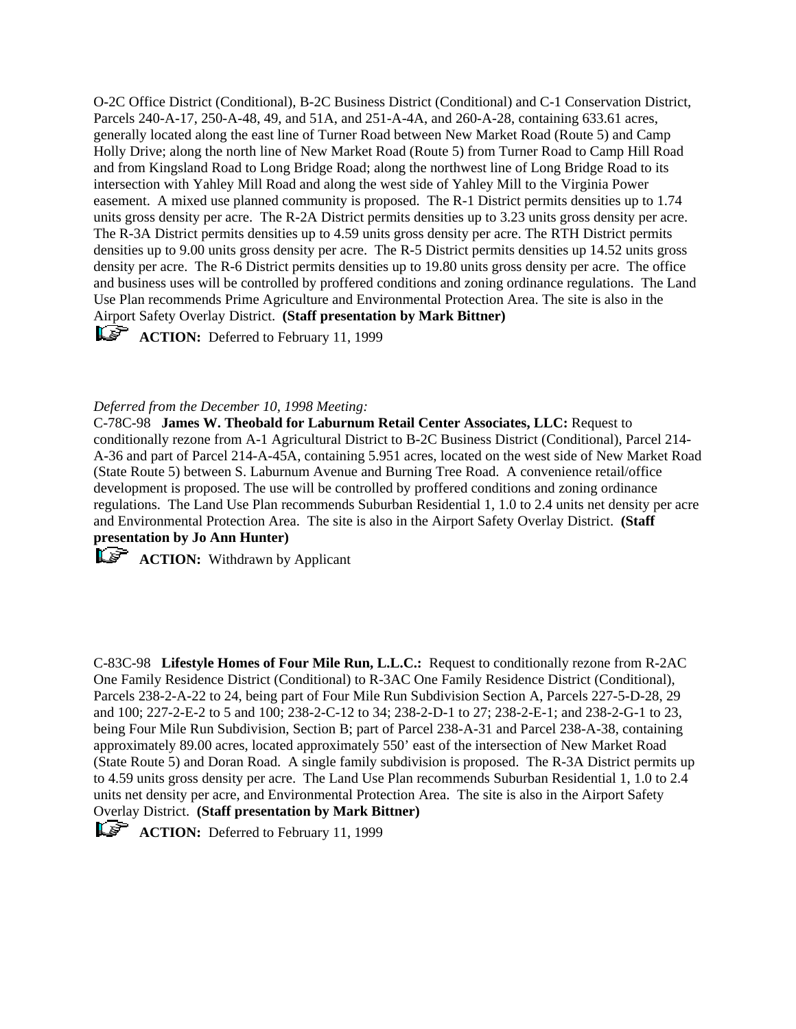O-2C Office District (Conditional), B-2C Business District (Conditional) and C-1 Conservation District, Parcels 240-A-17, 250-A-48, 49, and 51A, and 251-A-4A, and 260-A-28, containing 633.61 acres, generally located along the east line of Turner Road between New Market Road (Route 5) and Camp Holly Drive; along the north line of New Market Road (Route 5) from Turner Road to Camp Hill Road and from Kingsland Road to Long Bridge Road; along the northwest line of Long Bridge Road to its intersection with Yahley Mill Road and along the west side of Yahley Mill to the Virginia Power easement. A mixed use planned community is proposed. The R-1 District permits densities up to 1.74 units gross density per acre. The R-2A District permits densities up to 3.23 units gross density per acre. The R-3A District permits densities up to 4.59 units gross density per acre. The RTH District permits densities up to 9.00 units gross density per acre. The R-5 District permits densities up 14.52 units gross density per acre. The R-6 District permits densities up to 19.80 units gross density per acre. The office and business uses will be controlled by proffered conditions and zoning ordinance regulations. The Land Use Plan recommends Prime Agriculture and Environmental Protection Area. The site is also in the Airport Safety Overlay District. **(Staff presentation by Mark Bittner)**

☞ **ACTION:** Deferred to February 11, 1999

*Deferred from the December 10, 1998 Meeting:*

C-78C-98 **James W. Theobald for Laburnum Retail Center Associates, LLC:** Request to conditionally rezone from A-1 Agricultural District to B-2C Business District (Conditional), Parcel 214-A-36 and part of Parcel 214-A-45A, containing 5.951 acres, located on the west side of New Market Road (State Route 5) between S. Laburnum Avenue and Burning Tree Road. A convenience retail/office development is proposed. The use will be controlled by proffered conditions and zoning ordinance regulations. The Land Use Plan recommends Suburban Residential 1, 1.0 to 2.4 units net density per acre and Environmental Protection Area. The site is also in the Airport Safety Overlay District. **(Staff presentation by Jo Ann Hunter)**

☞ **ACTION:** Withdrawn by Applicant

C-83C-98 **Lifestyle Homes of Four Mile Run, L.L.C.:** Request to conditionally rezone from R-2AC One Family Residence District (Conditional) to R-3AC One Family Residence District (Conditional), Parcels 238-2-A-22 to 24, being part of Four Mile Run Subdivision Section A, Parcels 227-5-D-28, 29 and 100; 227-2-E-2 to 5 and 100; 238-2-C-12 to 34; 238-2-D-1 to 27; 238-2-E-1; and 238-2-G-1 to 23, being Four Mile Run Subdivision, Section B; part of Parcel 238-A-31 and Parcel 238-A-38, containing approximately 89.00 acres, located approximately 550' east of the intersection of New Market Road (State Route 5) and Doran Road. A single family subdivision is proposed. The R-3A District permits up to 4.59 units gross density per acre. The Land Use Plan recommends Suburban Residential 1, 1.0 to 2.4 units net density per acre, and Environmental Protection Area. The site is also in the Airport Safety Overlay District. **(Staff presentation by Mark Bittner)**

☞ **ACTION:** Deferred to February 11, 1999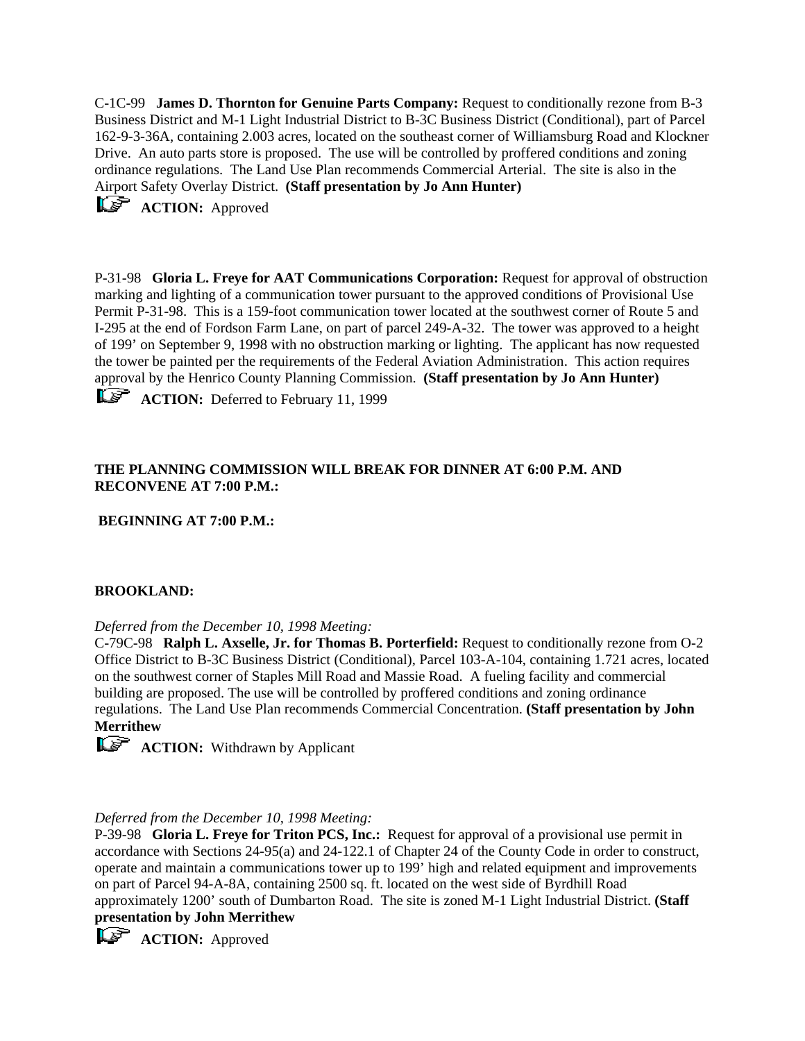C-1C-99 **James D. Thornton for Genuine Parts Company:** Request to conditionally rezone from B-3 Business District and M-1 Light Industrial District to B-3C Business District (Conditional), part of Parcel 162-9-3-36A, containing 2.003 acres, located on the southeast corner of Williamsburg Road and Klockner Drive. An auto parts store is proposed. The use will be controlled by proffered conditions and zoning ordinance regulations. The Land Use Plan recommends Commercial Arterial. The site is also in the Airport Safety Overlay District. **(Staff presentation by Jo Ann Hunter)**

**ACTION:** Approved

P-31-98 **Gloria L. Freye for AAT Communications Corporation:** Request for approval of obstruction marking and lighting of a communication tower pursuant to the approved conditions of Provisional Use Permit P-31-98. This is a 159-foot communication tower located at the southwest corner of Route 5 and I-295 at the end of Fordson Farm Lane, on part of parcel 249-A-32. The tower was approved to a height of 199' on September 9, 1998 with no obstruction marking or lighting. The applicant has now requested the tower be painted per the requirements of the Federal Aviation Administration. This action requires approval by the Henrico County Planning Commission. **(Staff presentation by Jo Ann Hunter)**

**ACTION:** Deferred to February 11, 1999

**THE PLANNING COMMISSION WILL BREAK FOR DINNER AT 6:00 P.M. AND RECONVENE AT 7:00 P.M.:**

**BEGINNING AT 7:00 P.M.:**

**BROOKLAND:**

*Deferred from the December 10, 1998 Meeting:*

C-79C-98 **Ralph L. Axselle, Jr. for Thomas B. Porterfield:** Request to conditionally rezone from O-2 Office District to B-3C Business District (Conditional), Parcel 103-A-104, containing 1.721 acres, located on the southwest corner of Staples Mill Road and Massie Road. A fueling facility and commercial building are proposed. The use will be controlled by proffered conditions and zoning ordinance regulations. The Land Use Plan recommends Commercial Concentration. **(Staff presentation by John Merrithew**

**ACTION:** Withdrawn by Applicant

*Deferred from the December 10, 1998 Meeting:*

P-39-98 **Gloria L. Freye for Triton PCS, Inc.:** Request for approval of a provisional use permit in accordance with Sections 24-95(a) and 24-122.1 of Chapter 24 of the County Code in order to construct, operate and maintain a communications tower up to 199' high and related equipment and improvements on part of Parcel 94-A-8A, containing 2500 sq. ft. located on the west side of Byrdhill Road approximately 1200' south of Dumbarton Road. The site is zoned M-1 Light Industrial District. **(Staff presentation by John Merrithew**

**ACTION:** Approved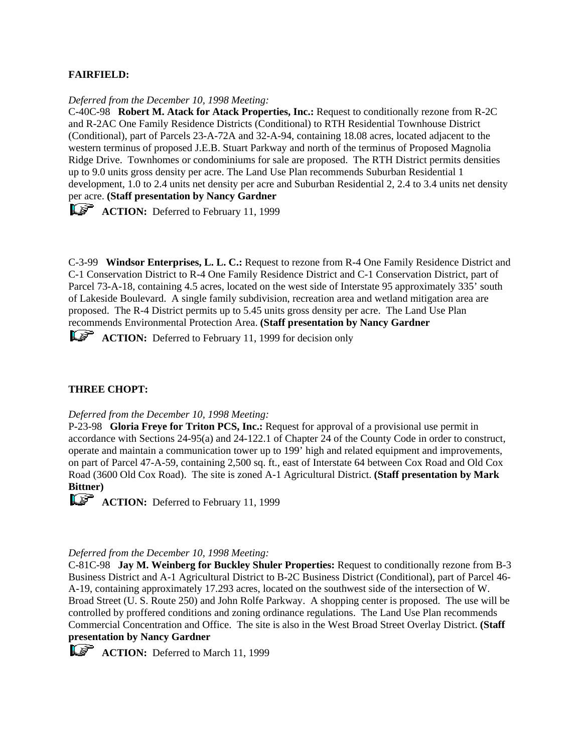**FAIRFIELD:**

*Deferred from the December 10, 1998 Meeting:*
C-40C-98 **Robert M. Atack for Atack Properties, Inc.:** Request to conditionally rezone from R-2C and R-2AC One Family Residence Districts (Conditional) to RTH Residential Townhouse District (Conditional), part of Parcels 23-A-72A and 32-A-94, containing 18.08 acres, located adjacent to the western terminus of proposed J.E.B. Stuart Parkway and north of the terminus of Proposed Magnolia Ridge Drive. Townhomes or condominiums for sale are proposed. The RTH District permits densities up to 9.0 units gross density per acre. The Land Use Plan recommends Suburban Residential 1 development, 1.0 to 2.4 units net density per acre and Suburban Residential 2, 2.4 to 3.4 units net density per acre. **(Staff presentation by Nancy Gardner**

**ACTION:** Deferred to February 11, 1999

C-3-99 **Windsor Enterprises, L. L. C.:** Request to rezone from R-4 One Family Residence District and C-1 Conservation District to R-4 One Family Residence District and C-1 Conservation District, part of Parcel 73-A-18, containing 4.5 acres, located on the west side of Interstate 95 approximately 335' south of Lakeside Boulevard. A single family subdivision, recreation area and wetland mitigation area are proposed. The R-4 District permits up to 5.45 units gross density per acre. The Land Use Plan recommends Environmental Protection Area. **(Staff presentation by Nancy Gardner**

**ACTION:** Deferred to February 11, 1999 for decision only

**THREE CHOPT:**

*Deferred from the December 10, 1998 Meeting:*
P-23-98 **Gloria Freye for Triton PCS, Inc.:** Request for approval of a provisional use permit in accordance with Sections 24-95(a) and 24-122.1 of Chapter 24 of the County Code in order to construct, operate and maintain a communication tower up to 199' high and related equipment and improvements, on part of Parcel 47-A-59, containing 2,500 sq. ft., east of Interstate 64 between Cox Road and Old Cox Road (3600 Old Cox Road). The site is zoned A-1 Agricultural District. **(Staff presentation by Mark Bittner)**

**ACTION:** Deferred to February 11, 1999

*Deferred from the December 10, 1998 Meeting:*
C-81C-98 **Jay M. Weinberg for Buckley Shuler Properties:** Request to conditionally rezone from B-3 Business District and A-1 Agricultural District to B-2C Business District (Conditional), part of Parcel 46-A-19, containing approximately 17.293 acres, located on the southwest side of the intersection of W. Broad Street (U. S. Route 250) and John Rolfe Parkway. A shopping center is proposed. The use will be controlled by proffered conditions and zoning ordinance regulations. The Land Use Plan recommends Commercial Concentration and Office. The site is also in the West Broad Street Overlay District. **(Staff presentation by Nancy Gardner**

**ACTION:** Deferred to March 11, 1999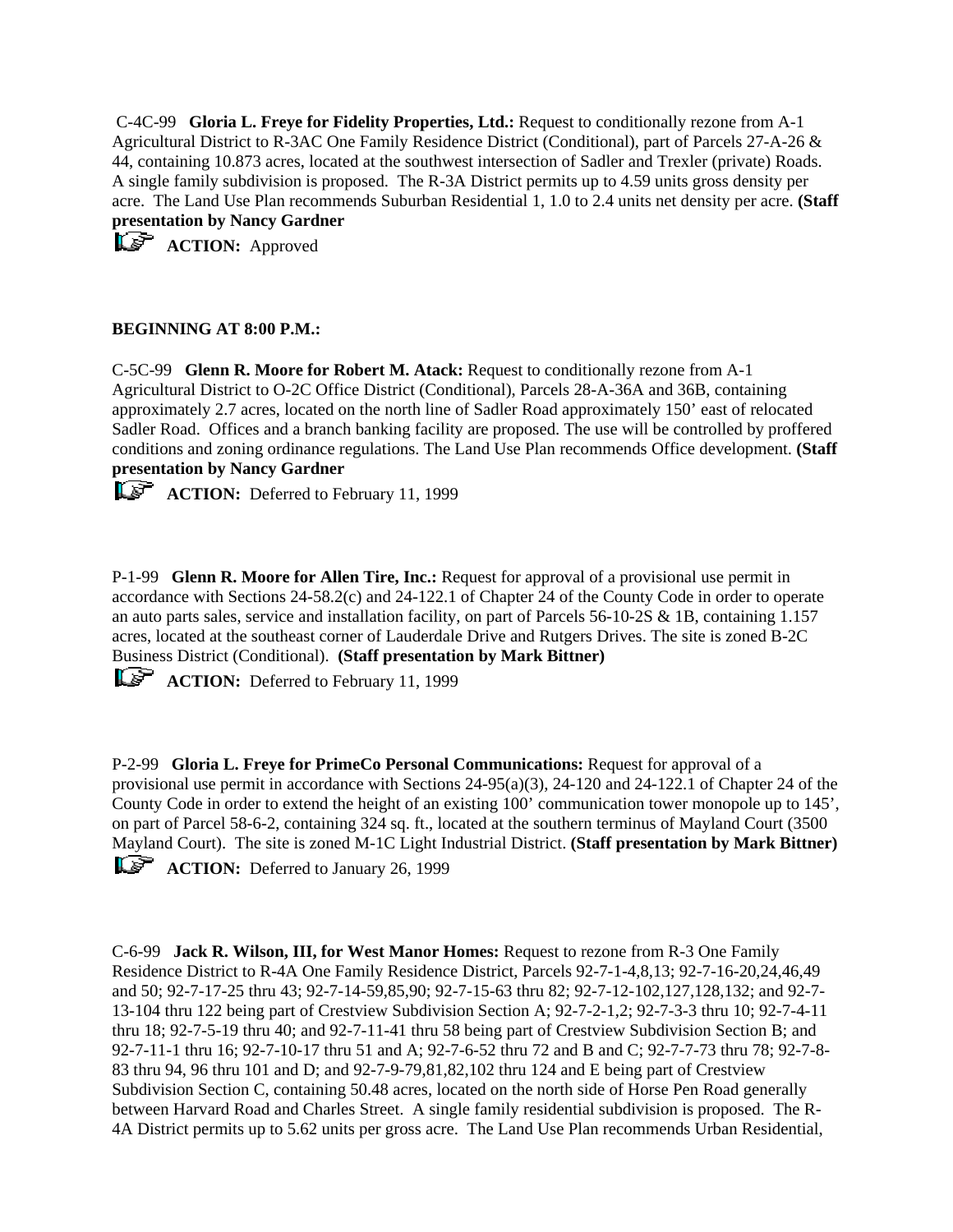C-4C-99 **Gloria L. Freye for Fidelity Properties, Ltd.:** Request to conditionally rezone from A-1 Agricultural District to R-3AC One Family Residence District (Conditional), part of Parcels 27-A-26 & 44, containing 10.873 acres, located at the southwest intersection of Sadler and Trexler (private) Roads. A single family subdivision is proposed. The R-3A District permits up to 4.59 units gross density per acre. The Land Use Plan recommends Suburban Residential 1, 1.0 to 2.4 units net density per acre. **(Staff presentation by Nancy Gardner**

**ACTION:** Approved

**BEGINNING AT 8:00 P.M.:**

C-5C-99 **Glenn R. Moore for Robert M. Atack:** Request to conditionally rezone from A-1 Agricultural District to O-2C Office District (Conditional), Parcels 28-A-36A and 36B, containing approximately 2.7 acres, located on the north line of Sadler Road approximately 150' east of relocated Sadler Road. Offices and a branch banking facility are proposed. The use will be controlled by proffered conditions and zoning ordinance regulations. The Land Use Plan recommends Office development. **(Staff presentation by Nancy Gardner**

**ACTION:** Deferred to February 11, 1999

P-1-99 **Glenn R. Moore for Allen Tire, Inc.:** Request for approval of a provisional use permit in accordance with Sections 24-58.2(c) and 24-122.1 of Chapter 24 of the County Code in order to operate an auto parts sales, service and installation facility, on part of Parcels 56-10-2S & 1B, containing 1.157 acres, located at the southeast corner of Lauderdale Drive and Rutgers Drives. The site is zoned B-2C Business District (Conditional). **(Staff presentation by Mark Bittner)**

**ACTION:** Deferred to February 11, 1999

P-2-99 **Gloria L. Freye for PrimeCo Personal Communications:** Request for approval of a provisional use permit in accordance with Sections 24-95(a)(3), 24-120 and 24-122.1 of Chapter 24 of the County Code in order to extend the height of an existing 100' communication tower monopole up to 145', on part of Parcel 58-6-2, containing 324 sq. ft., located at the southern terminus of Mayland Court (3500 Mayland Court). The site is zoned M-1C Light Industrial District. **(Staff presentation by Mark Bittner)**

**ACTION:** Deferred to January 26, 1999

C-6-99 **Jack R. Wilson, III, for West Manor Homes:** Request to rezone from R-3 One Family Residence District to R-4A One Family Residence District, Parcels 92-7-1-4,8,13; 92-7-16-20,24,46,49 and 50; 92-7-17-25 thru 43; 92-7-14-59,85,90; 92-7-15-63 thru 82; 92-7-12-102,127,128,132; and 92-7-13-104 thru 122 being part of Crestview Subdivision Section A; 92-7-2-1,2; 92-7-3-3 thru 10; 92-7-4-11 thru 18; 92-7-5-19 thru 40; and 92-7-11-41 thru 58 being part of Crestview Subdivision Section B; and 92-7-11-1 thru 16; 92-7-10-17 thru 51 and A; 92-7-6-52 thru 72 and B and C; 92-7-7-73 thru 78; 92-7-8-83 thru 94, 96 thru 101 and D; and 92-7-9-79,81,82,102 thru 124 and E being part of Crestview Subdivision Section C, containing 50.48 acres, located on the north side of Horse Pen Road generally between Harvard Road and Charles Street. A single family residential subdivision is proposed. The R-4A District permits up to 5.62 units per gross acre. The Land Use Plan recommends Urban Residential,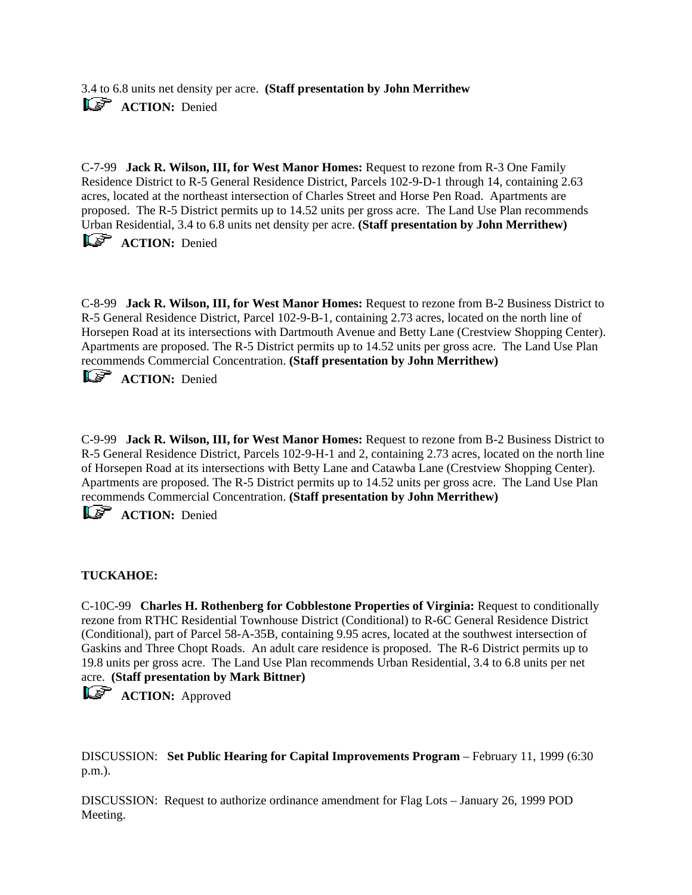3.4 to 6.8 units net density per acre.  **(Staff presentation by John Merrithew**

☞ **ACTION:** Denied

C-7-99   **Jack R. Wilson, III, for West Manor Homes:** Request to rezone from R-3 One Family Residence District to R-5 General Residence District, Parcels 102-9-D-1 through 14, containing 2.63 acres, located at the northeast intersection of Charles Street and Horse Pen Road.  Apartments are proposed.  The R-5 District permits up to 14.52 units per gross acre.  The Land Use Plan recommends Urban Residential, 3.4 to 6.8 units net density per acre. **(Staff presentation by John Merrithew)**

☞ **ACTION:** Denied

C-8-99   **Jack R. Wilson, III, for West Manor Homes:** Request to rezone from B-2 Business District to R-5 General Residence District, Parcel 102-9-B-1, containing 2.73 acres, located on the north line of Horsepen Road at its intersections with Dartmouth Avenue and Betty Lane (Crestview Shopping Center).  Apartments are proposed. The R-5 District permits up to 14.52 units per gross acre.  The Land Use Plan recommends Commercial Concentration. **(Staff presentation by John Merrithew)**

☞ **ACTION:** Denied

C-9-99   **Jack R. Wilson, III, for West Manor Homes:** Request to rezone from B-2 Business District to R-5 General Residence District, Parcels 102-9-H-1 and 2, containing 2.73 acres, located on the north line of Horsepen Road at its intersections with Betty Lane and Catawba Lane (Crestview Shopping Center).  Apartments are proposed. The R-5 District permits up to 14.52 units per gross acre.  The Land Use Plan recommends Commercial Concentration. **(Staff presentation by John Merrithew)**

☞ **ACTION:** Denied

**TUCKAHOE:**

C-10C-99   **Charles H. Rothenberg for Cobblestone Properties of Virginia:** Request to conditionally rezone from RTHC Residential Townhouse District (Conditional) to R-6C General Residence District (Conditional), part of Parcel 58-A-35B, containing 9.95 acres, located at the southwest intersection of Gaskins and Three Chopt Roads.  An adult care residence is proposed.  The R-6 District permits up to 19.8 units per gross acre.  The Land Use Plan recommends Urban Residential, 3.4 to 6.8 units per net acre.  **(Staff presentation by Mark Bittner)**

☞ **ACTION:** Approved

DISCUSSION:   **Set Public Hearing for Capital Improvements Program** – February 11, 1999 (6:30 p.m.).

DISCUSSION:  Request to authorize ordinance amendment for Flag Lots – January 26, 1999 POD Meeting.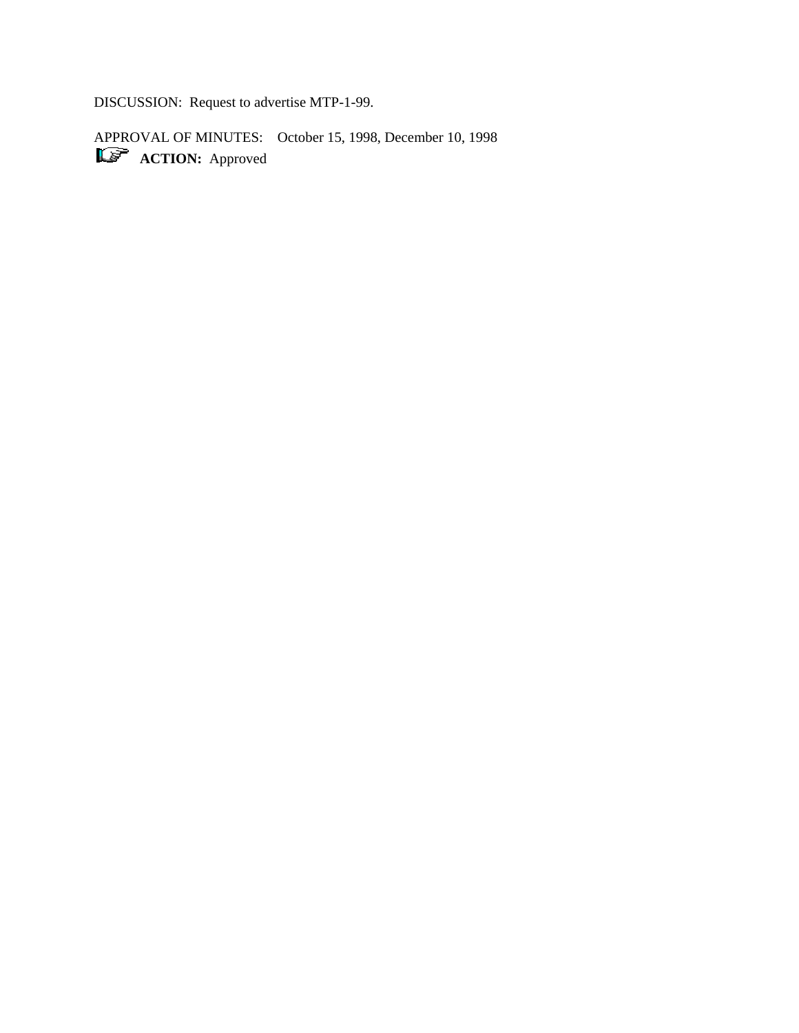DISCUSSION: Request to advertise MTP-1-99.

APPROVAL OF MINUTES: October 15, 1998, December 10, 1998

☞ **ACTION:** Approved